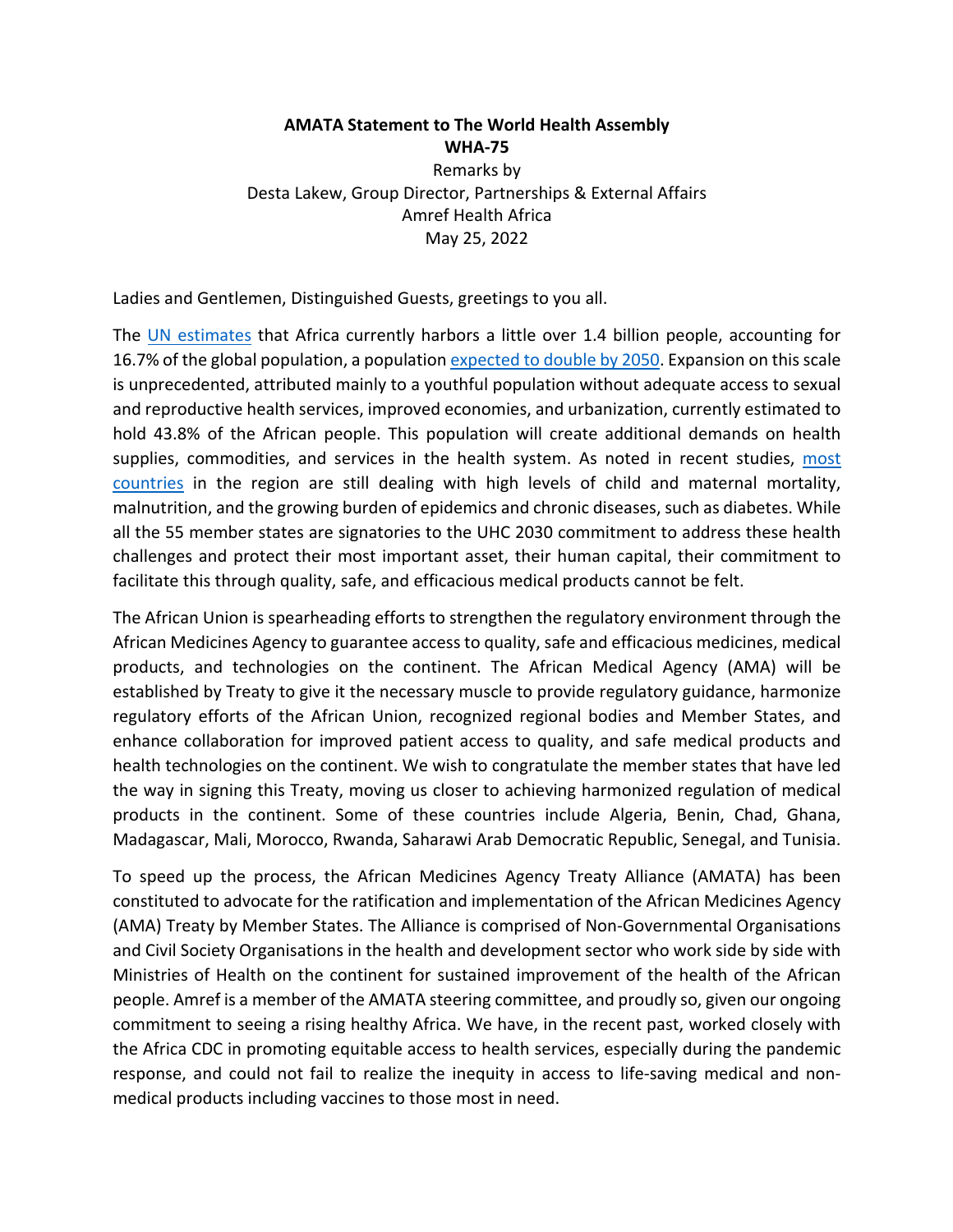**AMATA Statement to The World Health Assembly**
**WHA-75**

Remarks by
Desta Lakew, Group Director, Partnerships & External Affairs
Amref Health Africa
May 25, 2022

Ladies and Gentlemen, Distinguished Guests, greetings to you all.

The UN estimates that Africa currently harbors a little over 1.4 billion people, accounting for 16.7% of the global population, a population expected to double by 2050. Expansion on this scale is unprecedented, attributed mainly to a youthful population without adequate access to sexual and reproductive health services, improved economies, and urbanization, currently estimated to hold 43.8% of the African people. This population will create additional demands on health supplies, commodities, and services in the health system. As noted in recent studies, most countries in the region are still dealing with high levels of child and maternal mortality, malnutrition, and the growing burden of epidemics and chronic diseases, such as diabetes. While all the 55 member states are signatories to the UHC 2030 commitment to address these health challenges and protect their most important asset, their human capital, their commitment to facilitate this through quality, safe, and efficacious medical products cannot be felt.

The African Union is spearheading efforts to strengthen the regulatory environment through the African Medicines Agency to guarantee access to quality, safe and efficacious medicines, medical products, and technologies on the continent. The African Medical Agency (AMA) will be established by Treaty to give it the necessary muscle to provide regulatory guidance, harmonize regulatory efforts of the African Union, recognized regional bodies and Member States, and enhance collaboration for improved patient access to quality, and safe medical products and health technologies on the continent. We wish to congratulate the member states that have led the way in signing this Treaty, moving us closer to achieving harmonized regulation of medical products in the continent. Some of these countries include Algeria, Benin, Chad, Ghana, Madagascar, Mali, Morocco, Rwanda, Saharawi Arab Democratic Republic, Senegal, and Tunisia.

To speed up the process, the African Medicines Agency Treaty Alliance (AMATA) has been constituted to advocate for the ratification and implementation of the African Medicines Agency (AMA) Treaty by Member States. The Alliance is comprised of Non-Governmental Organisations and Civil Society Organisations in the health and development sector who work side by side with Ministries of Health on the continent for sustained improvement of the health of the African people. Amref is a member of the AMATA steering committee, and proudly so, given our ongoing commitment to seeing a rising healthy Africa. We have, in the recent past, worked closely with the Africa CDC in promoting equitable access to health services, especially during the pandemic response, and could not fail to realize the inequity in access to life-saving medical and non-medical products including vaccines to those most in need.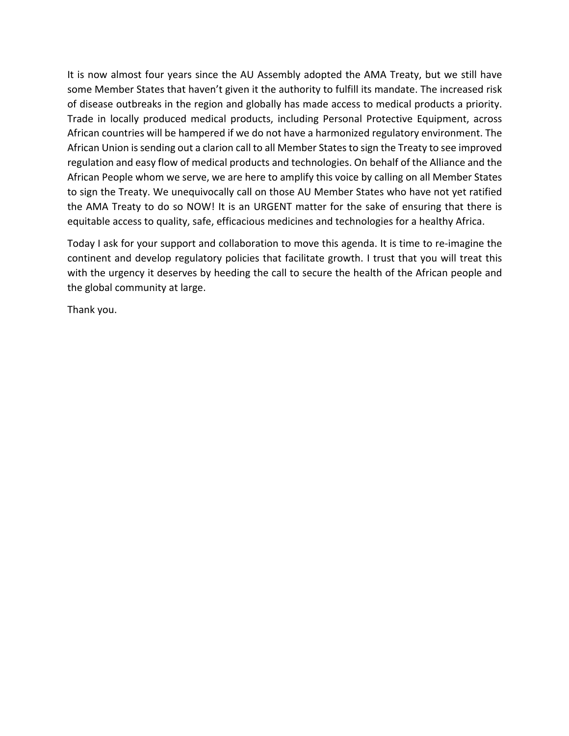It is now almost four years since the AU Assembly adopted the AMA Treaty, but we still have some Member States that haven't given it the authority to fulfill its mandate. The increased risk of disease outbreaks in the region and globally has made access to medical products a priority. Trade in locally produced medical products, including Personal Protective Equipment, across African countries will be hampered if we do not have a harmonized regulatory environment. The African Union is sending out a clarion call to all Member States to sign the Treaty to see improved regulation and easy flow of medical products and technologies. On behalf of the Alliance and the African People whom we serve, we are here to amplify this voice by calling on all Member States to sign the Treaty. We unequivocally call on those AU Member States who have not yet ratified the AMA Treaty to do so NOW! It is an URGENT matter for the sake of ensuring that there is equitable access to quality, safe, efficacious medicines and technologies for a healthy Africa.

Today I ask for your support and collaboration to move this agenda. It is time to re-imagine the continent and develop regulatory policies that facilitate growth. I trust that you will treat this with the urgency it deserves by heeding the call to secure the health of the African people and the global community at large.

Thank you.